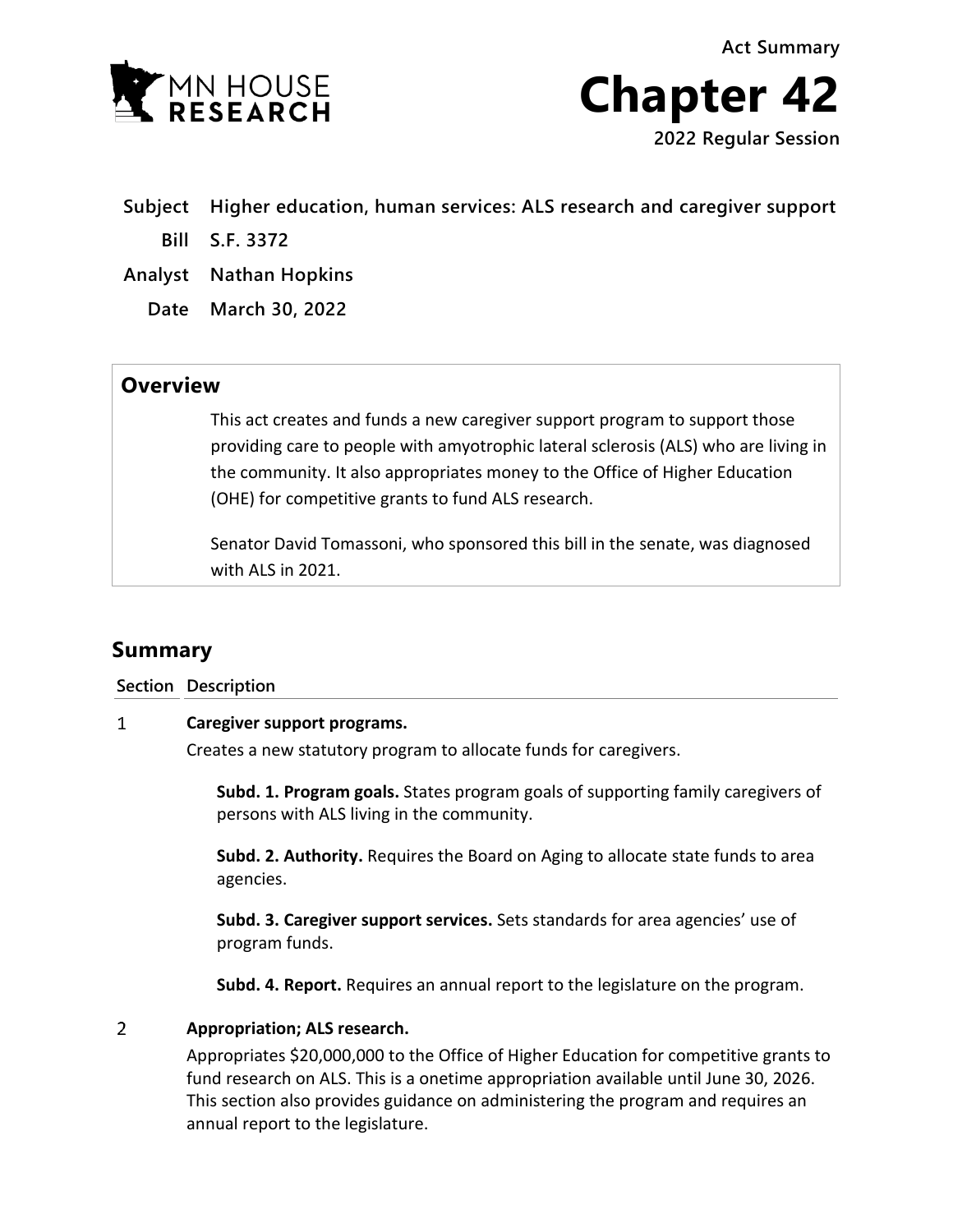Act Summary

# Chapter 42

2022 Regular Session

**Subject** Higher education, human services: ALS research and caregiver support

**Bill** S.F. 3372

**Analyst** Nathan Hopkins

**Date** March 30, 2022

## Overview

This act creates and funds a new caregiver support program to support those providing care to people with amyotrophic lateral sclerosis (ALS) who are living in the community. It also appropriates money to the Office of Higher Education (OHE) for competitive grants to fund ALS research.

Senator David Tomassoni, who sponsored this bill in the senate, was diagnosed with ALS in 2021.

## Summary

| Section | Description |
|---|---|
| 1 | **Caregiver support programs.**<br>Creates a new statutory program to allocate funds for caregivers.<br><br>**Subd. 1. Program goals.** States program goals of supporting family caregivers of persons with ALS living in the community.<br><br>**Subd. 2. Authority.** Requires the Board on Aging to allocate state funds to area agencies.<br><br>**Subd. 3. Caregiver support services.** Sets standards for area agencies' use of program funds.<br><br>**Subd. 4. Report.** Requires an annual report to the legislature on the program. |
| 2 | **Appropriation; ALS research.**<br>Appropriates $20,000,000 to the Office of Higher Education for competitive grants to fund research on ALS. This is a onetime appropriation available until June 30, 2026. This section also provides guidance on administering the program and requires an annual report to the legislature. |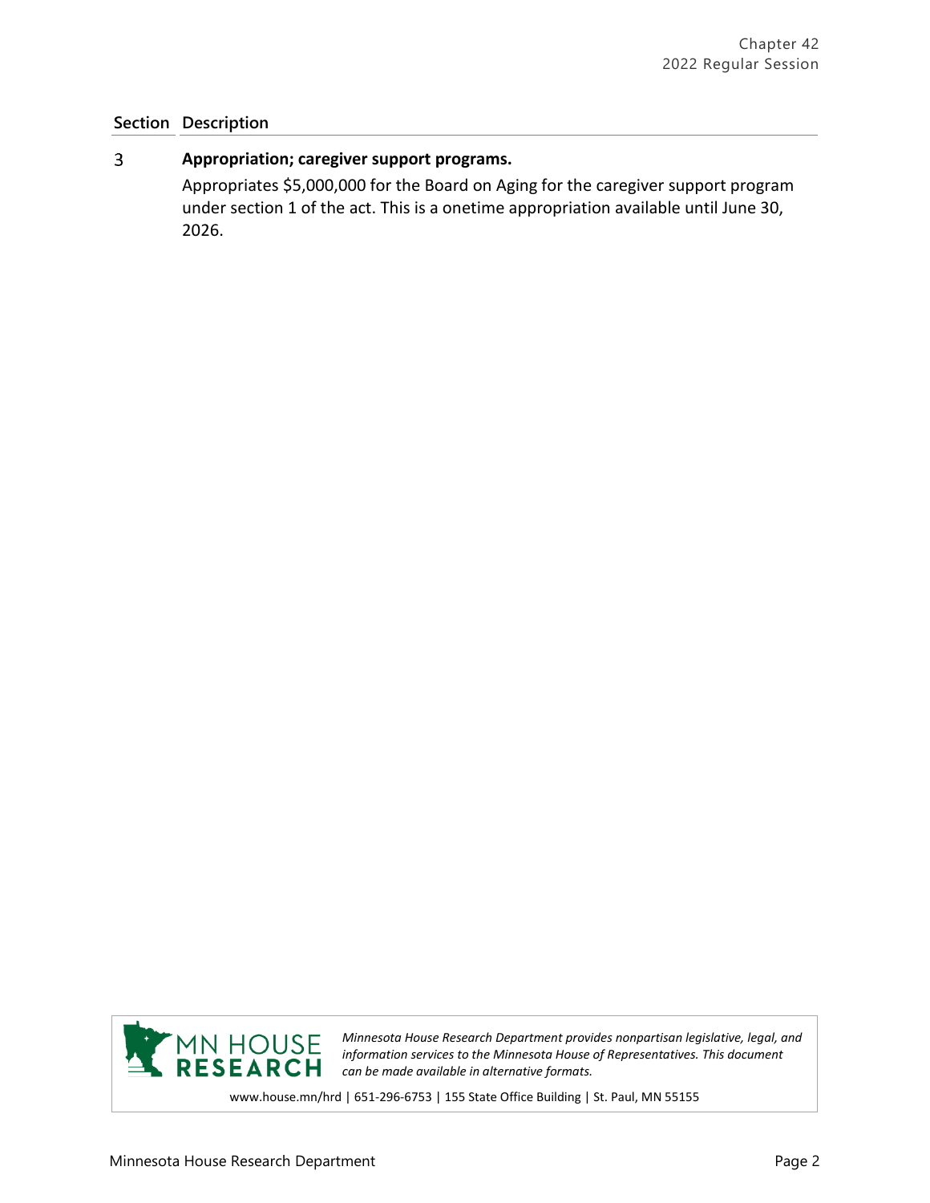| Section | Description |
|---|---|
| 3 | **Appropriation; caregiver support programs.**<br>Appropriates $5,000,000 for the Board on Aging for the caregiver support program under section 1 of the act. This is a onetime appropriation available until June 30, 2026. |

MN HOUSE RESEARCH

*Minnesota House Research Department provides nonpartisan legislative, legal, and information services to the Minnesota House of Representatives. This document can be made available in alternative formats.*

www.house.mn/hrd | 651-296-6753 | 155 State Office Building | St. Paul, MN 55155